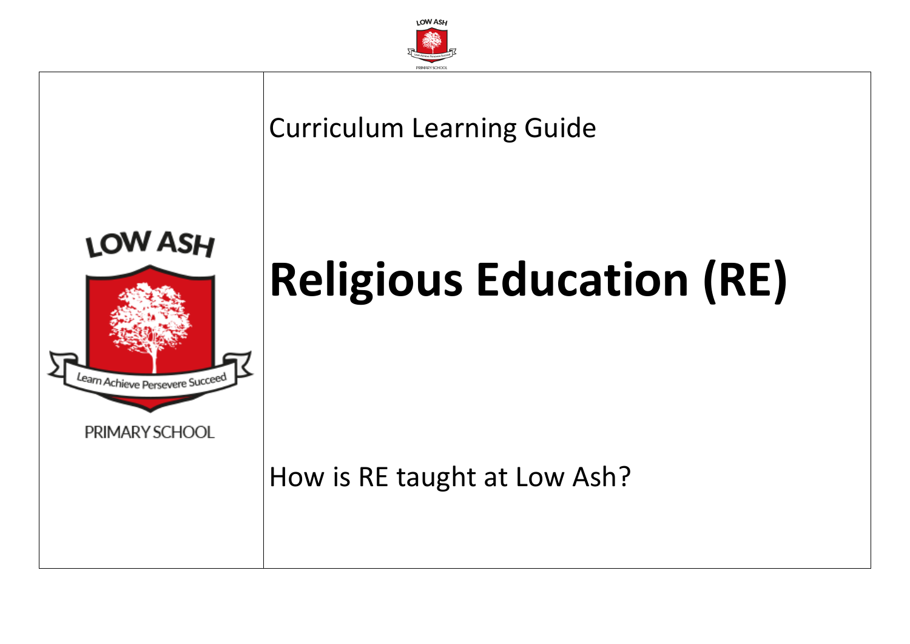Curriculum Learning Guide

# Religious Education (RE)

How is RE taught at Low Ash?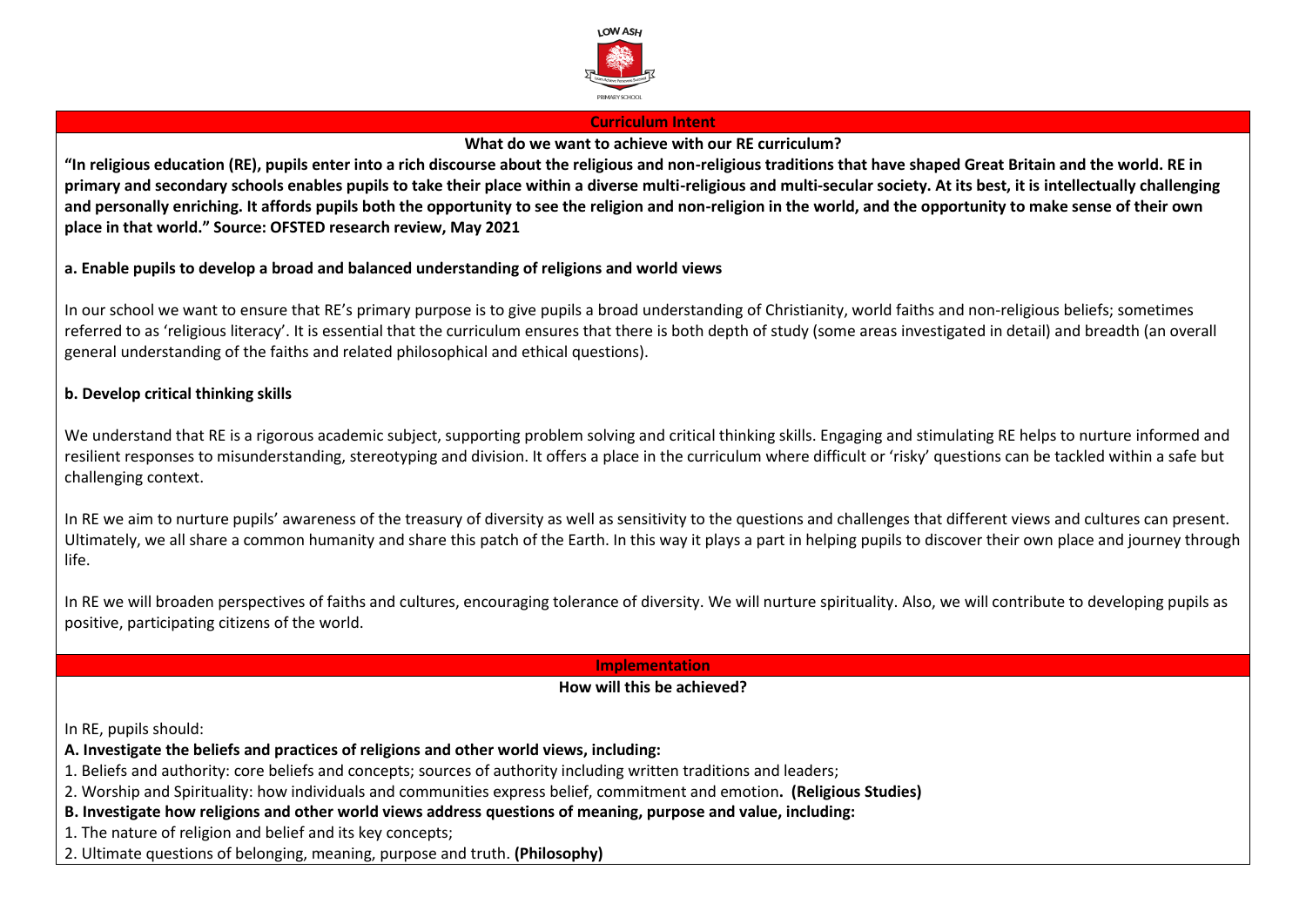## Curriculum Intent

**What do we want to achieve with our RE curriculum?**

**"In religious education (RE), pupils enter into a rich discourse about the religious and non-religious traditions that have shaped Great Britain and the world. RE in primary and secondary schools enables pupils to take their place within a diverse multi-religious and multi-secular society. At its best, it is intellectually challenging and personally enriching. It affords pupils both the opportunity to see the religion and non-religion in the world, and the opportunity to make sense of their own place in that world." Source: OFSTED research review, May 2021**

**a. Enable pupils to develop a broad and balanced understanding of religions and world views**

In our school we want to ensure that RE's primary purpose is to give pupils a broad understanding of Christianity, world faiths and non-religious beliefs; sometimes referred to as 'religious literacy'. It is essential that the curriculum ensures that there is both depth of study (some areas investigated in detail) and breadth (an overall general understanding of the faiths and related philosophical and ethical questions).

**b. Develop critical thinking skills**

We understand that RE is a rigorous academic subject, supporting problem solving and critical thinking skills. Engaging and stimulating RE helps to nurture informed and resilient responses to misunderstanding, stereotyping and division. It offers a place in the curriculum where difficult or 'risky' questions can be tackled within a safe but challenging context.

In RE we aim to nurture pupils' awareness of the treasury of diversity as well as sensitivity to the questions and challenges that different views and cultures can present. Ultimately, we all share a common humanity and share this patch of the Earth. In this way it plays a part in helping pupils to discover their own place and journey through life.

In RE we will broaden perspectives of faiths and cultures, encouraging tolerance of diversity. We will nurture spirituality. Also, we will contribute to developing pupils as positive, participating citizens of the world.

## Implementation

**How will this be achieved?**

In RE, pupils should:

**A. Investigate the beliefs and practices of religions and other world views, including:**

1. Beliefs and authority: core beliefs and concepts; sources of authority including written traditions and leaders;
2. Worship and Spirituality: how individuals and communities express belief, commitment and emotion**. (Religious Studies)**

**B. Investigate how religions and other world views address questions of meaning, purpose and value, including:**

1. The nature of religion and belief and its key concepts;
2. Ultimate questions of belonging, meaning, purpose and truth. **(Philosophy)**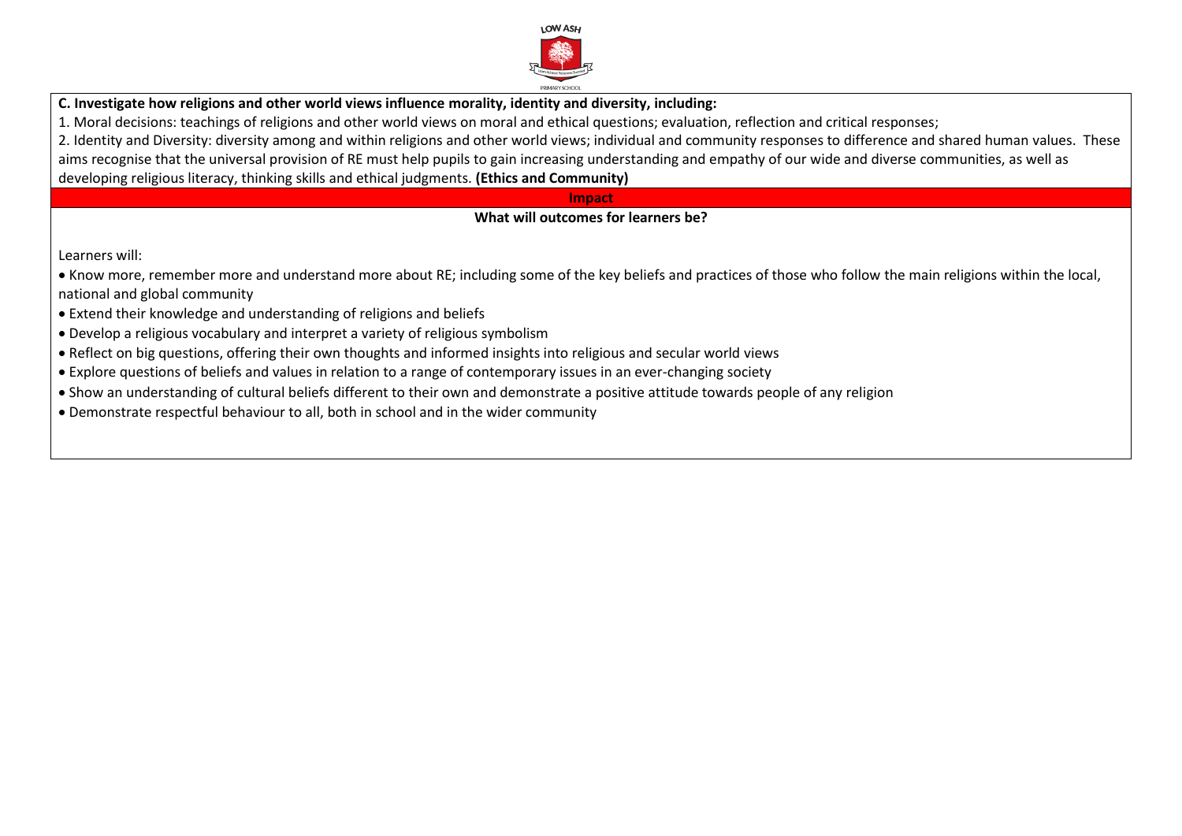**C. Investigate how religions and other world views influence morality, identity and diversity, including:**

1. Moral decisions: teachings of religions and other world views on moral and ethical questions; evaluation, reflection and critical responses;

2. Identity and Diversity: diversity among and within religions and other world views; individual and community responses to difference and shared human values. These aims recognise that the universal provision of RE must help pupils to gain increasing understanding and empathy of our wide and diverse communities, as well as developing religious literacy, thinking skills and ethical judgments. **(Ethics and Community)**

## Impact

**What will outcomes for learners be?**

Learners will:

- Know more, remember more and understand more about RE; including some of the key beliefs and practices of those who follow the main religions within the local, national and global community
- Extend their knowledge and understanding of religions and beliefs
- Develop a religious vocabulary and interpret a variety of religious symbolism
- Reflect on big questions, offering their own thoughts and informed insights into religious and secular world views
- Explore questions of beliefs and values in relation to a range of contemporary issues in an ever-changing society
- Show an understanding of cultural beliefs different to their own and demonstrate a positive attitude towards people of any religion
- Demonstrate respectful behaviour to all, both in school and in the wider community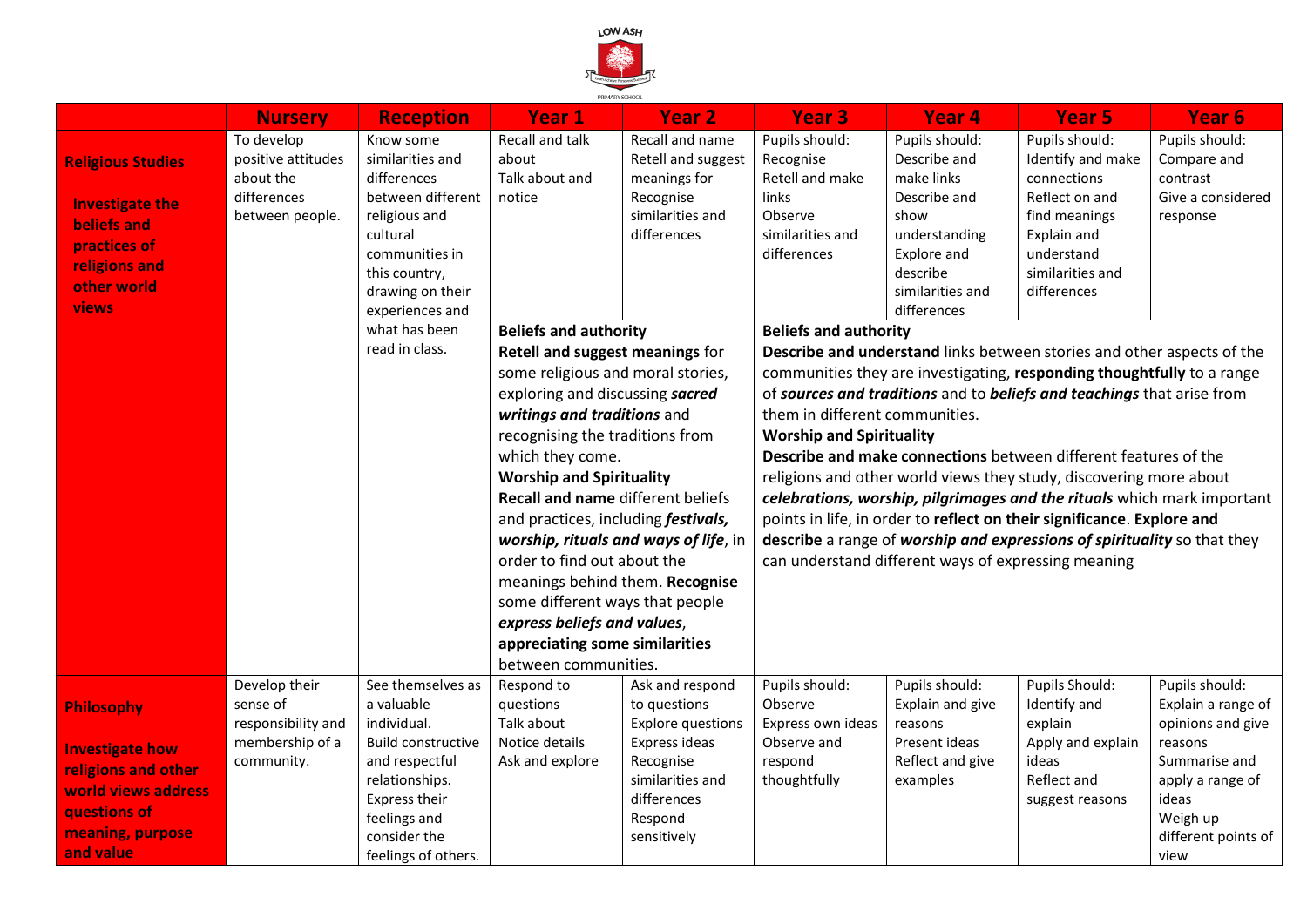| | Nursery | Reception | Year 1 | Year 2 | Year 3 | Year 4 | Year 5 | Year 6 |
|---|---|---|---|---|---|---|---|---|
| **Religious Studies**<br><br>**Investigate the beliefs and practices of religions and other world views** | To develop positive attitudes about the differences between people. | Know some similarities and differences between different religious and cultural communities in this country, drawing on their experiences and what has been read in class. | Recall and talk about<br>Talk about and notice | Recall and name<br>Retell and suggest meanings for<br>Recognise similarities and differences | Pupils should:<br>Recognise<br>Retell and make links<br>Observe similarities and differences | Pupils should:<br>Describe and make links<br>Describe and show understanding<br>Explore and describe similarities and differences | Pupils should:<br>Identify and make connections<br>Reflect on and find meanings<br>Explain and understand similarities and differences | Pupils should:<br>Compare and contrast<br>Give a considered response |
| | | | **Beliefs and authority**<br>**Retell and suggest meanings** for some religious and moral stories, exploring and discussing ***sacred writings and traditions*** and recognising the traditions from which they come.<br>**Worship and Spirituality**<br>**Recall and name** different beliefs and practices, including ***festivals, worship, rituals and ways of life***, in order to find out about the meanings behind them. **Recognise** some different ways that people ***express beliefs and values***, **appreciating some similarities** between communities. | | **Beliefs and authority**<br>**Describe and understand** links between stories and other aspects of the communities they are investigating, **responding thoughtfully** to a range of ***sources and traditions*** and to ***beliefs and teachings*** that arise from them in different communities.<br>**Worship and Spirituality**<br>**Describe and make connections** between different features of the religions and other world views they study, discovering more about ***celebrations, worship, pilgrimages and the rituals*** which mark important points in life, in order to **reflect on their significance**. **Explore and describe** a range of ***worship and expressions of spirituality*** so that they can understand different ways of expressing meaning | | | |
| **Philosophy**<br><br>**Investigate how religions and other world views address questions of meaning, purpose and value** | Develop their sense of responsibility and membership of a community. | See themselves as a valuable individual.<br>Build constructive and respectful relationships.<br>Express their feelings and consider the feelings of others. | Respond to questions<br>Talk about<br>Notice details<br>Ask and explore | Ask and respond to questions<br>Explore questions<br>Express ideas<br>Recognise similarities and differences<br>Respond sensitively | Pupils should:<br>Observe<br>Express own ideas<br>Observe and respond thoughtfully | Pupils should:<br>Explain and give reasons<br>Present ideas<br>Reflect and give examples | Pupils Should:<br>Identify and explain<br>Apply and explain ideas<br>Reflect and suggest reasons | Pupils should:<br>Explain a range of opinions and give reasons<br>Summarise and apply a range of ideas<br>Weigh up different points of view |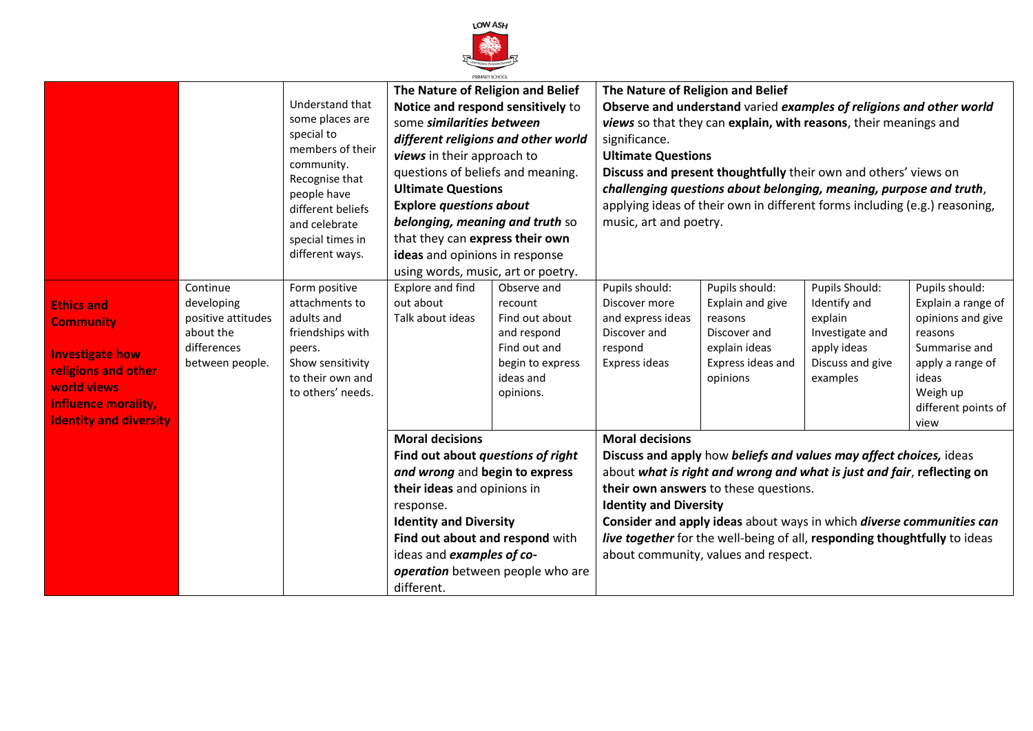| | | | | | | | | |
|---|---|---|---|---|---|---|---|---|
| | | Understand that some places are special to members of their community. Recognise that people have different beliefs and celebrate special times in different ways. | **The Nature of Religion and Belief** **Notice and respond sensitively** to some ***similarities between different religions and other world views*** in their approach to questions of beliefs and meaning. **Ultimate Questions** **Explore *questions about belonging, meaning and truth*** so that they can **express their own ideas** and opinions in response using words, music, art or poetry. | | **The Nature of Religion and Belief** **Observe and understand** varied ***examples of religions and other world views*** so that they can **explain, with reasons**, their meanings and significance. **Ultimate Questions** **Discuss and present thoughtfully** their own and others' views on ***challenging questions about belonging, meaning, purpose and truth***, applying ideas of their own in different forms including (e.g.) reasoning, music, art and poetry. | | | |
| **Ethics and Community** **Investigate how religions and other world views influence morality, identity and diversity** | Continue developing positive attitudes about the differences between people. | Form positive attachments to adults and friendships with peers. Show sensitivity to their own and to others' needs. | Explore and find out about Talk about ideas | Observe and recount Find out about and respond Find out and begin to express ideas and opinions. | Pupils should: Discover more and express ideas Discover and respond Express ideas | Pupils should: Explain and give reasons Discover and explain ideas Express ideas and opinions | Pupils Should: Identify and explain Investigate and apply ideas Discuss and give examples | Pupils should: Explain a range of opinions and give reasons Summarise and apply a range of ideas Weigh up different points of view |
| | | | **Moral decisions** **Find out about *questions of right and wrong*** and **begin to express their ideas** and opinions in response. **Identity and Diversity** **Find out about and respond** with ideas and ***examples of co-operation*** between people who are different. | | **Moral decisions** **Discuss and apply** how ***beliefs and values may affect choices,*** ideas about ***what is right and wrong and what is just and fair***, **reflecting on their own answers** to these questions. **Identity and Diversity** **Consider and apply ideas** about ways in which ***diverse communities can live together*** for the well-being of all, **responding thoughtfully** to ideas about community, values and respect. | | | |